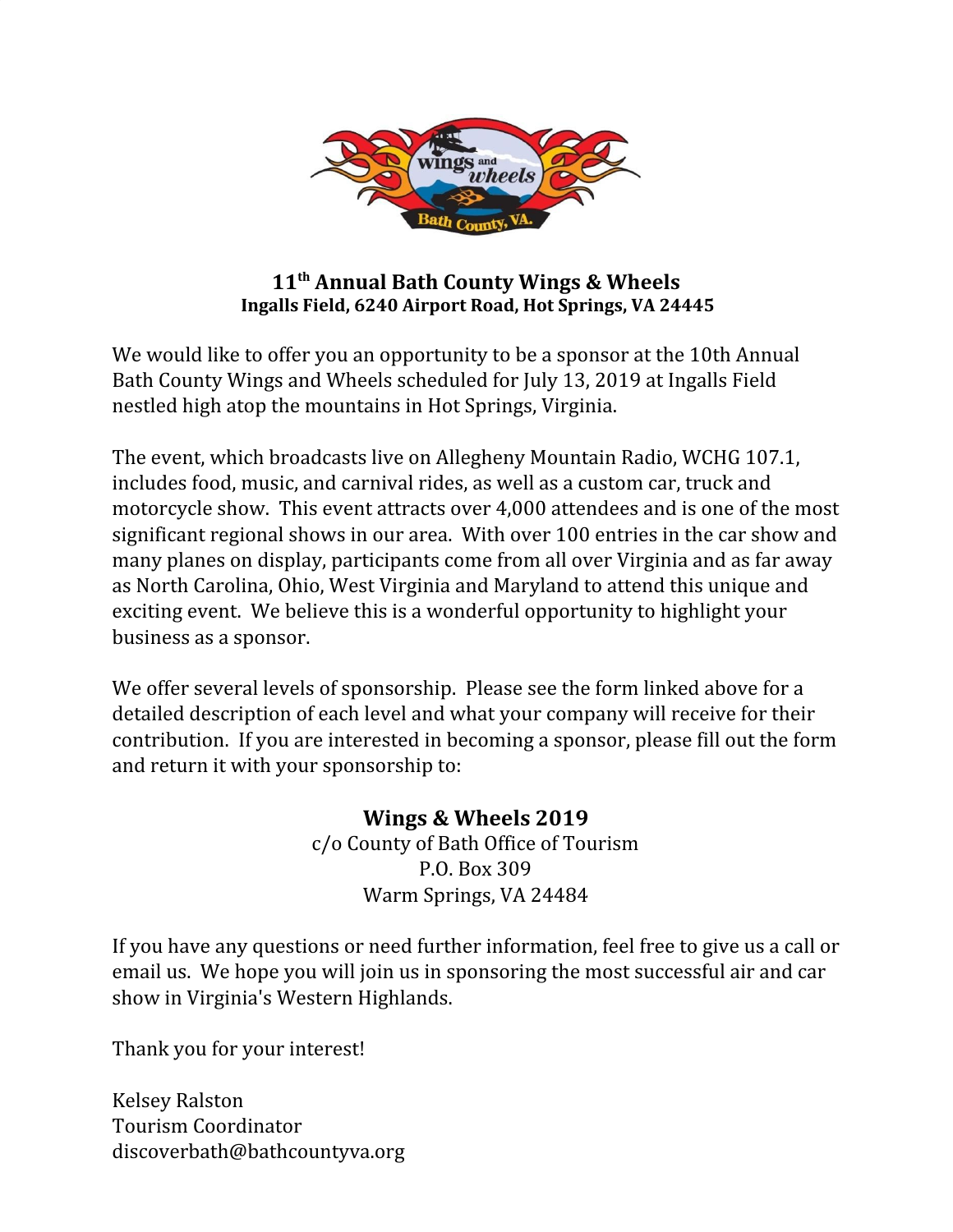# 11th Annual Bath County Wings & Wheels

**Ingalls Field, 6240 Airport Road, Hot Springs, VA 24445**

We would like to offer you an opportunity to be a sponsor at the 10th Annual Bath County Wings and Wheels scheduled for July 13, 2019 at Ingalls Field nestled high atop the mountains in Hot Springs, Virginia.

The event, which broadcasts live on Allegheny Mountain Radio, WCHG 107.1, includes food, music, and carnival rides, as well as a custom car, truck and motorcycle show. This event attracts over 4,000 attendees and is one of the most significant regional shows in our area. With over 100 entries in the car show and many planes on display, participants come from all over Virginia and as far away as North Carolina, Ohio, West Virginia and Maryland to attend this unique and exciting event. We believe this is a wonderful opportunity to highlight your business as a sponsor.

We offer several levels of sponsorship. Please see the form linked above for a detailed description of each level and what your company will receive for their contribution. If you are interested in becoming a sponsor, please fill out the form and return it with your sponsorship to:

**Wings & Wheels 2019**
c/o County of Bath Office of Tourism
P.O. Box 309
Warm Springs, VA 24484

If you have any questions or need further information, feel free to give us a call or email us. We hope you will join us in sponsoring the most successful air and car show in Virginia's Western Highlands.

Thank you for your interest!

Kelsey Ralston
Tourism Coordinator
discoverbath@bathcountyva.org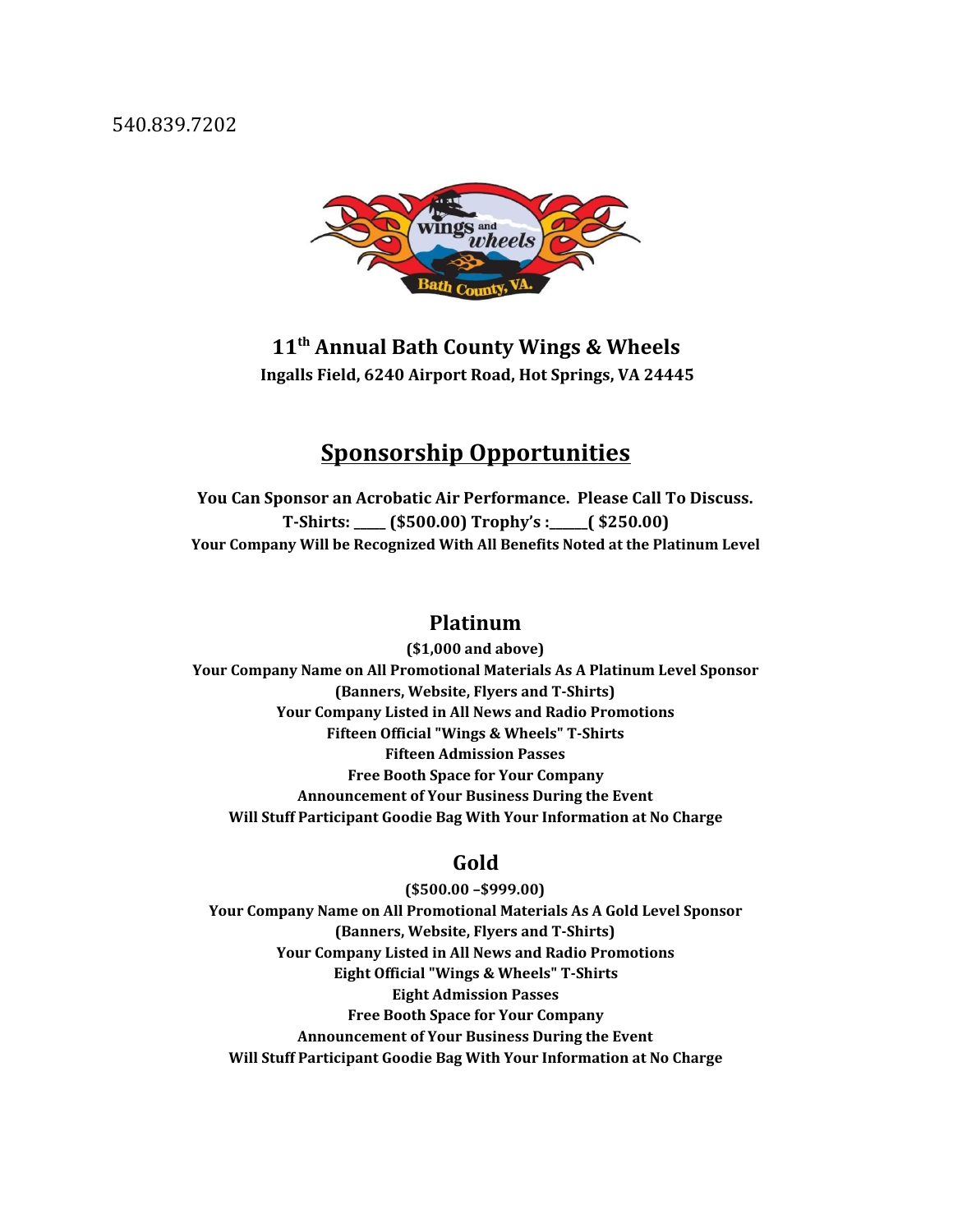540.839.7202

# 11th Annual Bath County Wings & Wheels

**Ingalls Field, 6240 Airport Road, Hot Springs, VA 24445**

## Sponsorship Opportunities

**You Can Sponsor an Acrobatic Air Performance. Please Call To Discuss.**

**T-Shirts: ____ ($500.00) Trophy's :_____( $250.00)**

**Your Company Will be Recognized With All Benefits Noted at the Platinum Level**

### Platinum

**($1,000 and above)**

**Your Company Name on All Promotional Materials As A Platinum Level Sponsor (Banners, Website, Flyers and T-Shirts)**

**Your Company Listed in All News and Radio Promotions**

**Fifteen Official "Wings & Wheels" T-Shirts**

**Fifteen Admission Passes**

**Free Booth Space for Your Company**

**Announcement of Your Business During the Event**

**Will Stuff Participant Goodie Bag With Your Information at No Charge**

### Gold

**($500.00 –$999.00)**

**Your Company Name on All Promotional Materials As A Gold Level Sponsor (Banners, Website, Flyers and T-Shirts)**

**Your Company Listed in All News and Radio Promotions**

**Eight Official "Wings & Wheels" T-Shirts**

**Eight Admission Passes**

**Free Booth Space for Your Company**

**Announcement of Your Business During the Event**

**Will Stuff Participant Goodie Bag With Your Information at No Charge**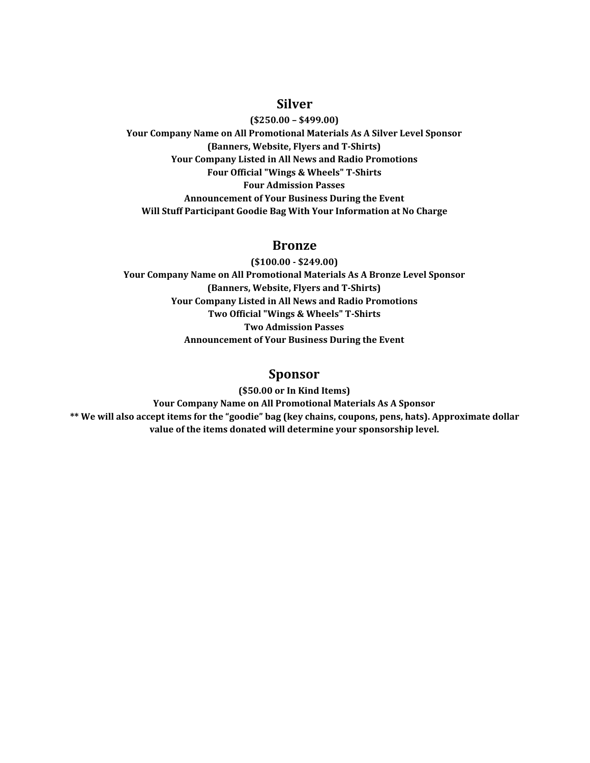## Silver

**($250.00 – $499.00)**
**Your Company Name on All Promotional Materials As A Silver Level Sponsor**
**(Banners, Website, Flyers and T-Shirts)**
**Your Company Listed in All News and Radio Promotions**
**Four Official "Wings & Wheels" T-Shirts**
**Four Admission Passes**
**Announcement of Your Business During the Event**
**Will Stuff Participant Goodie Bag With Your Information at No Charge**

## Bronze

**($100.00 - $249.00)**
**Your Company Name on All Promotional Materials As A Bronze Level Sponsor**
**(Banners, Website, Flyers and T-Shirts)**
**Your Company Listed in All News and Radio Promotions**
**Two Official "Wings & Wheels" T-Shirts**
**Two Admission Passes**
**Announcement of Your Business During the Event**

## Sponsor

**($50.00 or In Kind Items)**
**Your Company Name on All Promotional Materials As A Sponsor**
**** We will also accept items for the "goodie" bag (key chains, coupons, pens, hats). Approximate dollar value of the items donated will determine your sponsorship level.**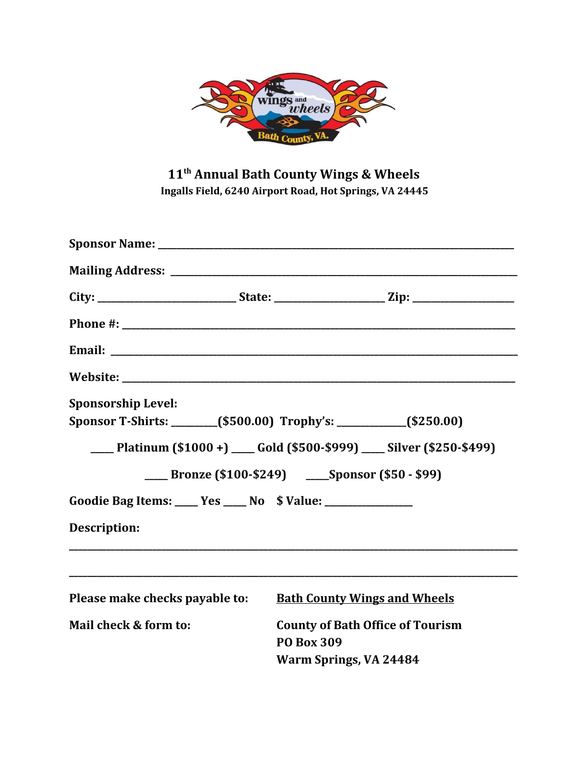# 11th Annual Bath County Wings & Wheels

**Ingalls Field, 6240 Airport Road, Hot Springs, VA 24445**

**Sponsor Name:** ___________________________________________________________

**Mailing Address:** ________________________________________________________

**City:** _______________________ **State:** __________________ **Zip:** _________________

**Phone #:** _____________________________________________________________

**Email:** _______________________________________________________________

**Website:** _____________________________________________________________

**Sponsorship Level:**

**Sponsor T-Shirts:** _________**($500.00)** **Trophy's:** ____________**($250.00)**

____ **Platinum ($1000 +)** ____ **Gold ($500-$999)** ____ **Silver ($250-$499)**

____ **Bronze ($100-$249)** ____**Sponsor ($50 - $99)**

**Goodie Bag Items:** ____ **Yes** ____ **No** **$ Value:** _______________

**Description:**

_________________________________________________________________________

_________________________________________________________________________

**Please make checks payable to:** <u>**Bath County Wings and Wheels**</u>

**Mail check & form to:**

**County of Bath Office of Tourism**
**PO Box 309**
**Warm Springs, VA 24484**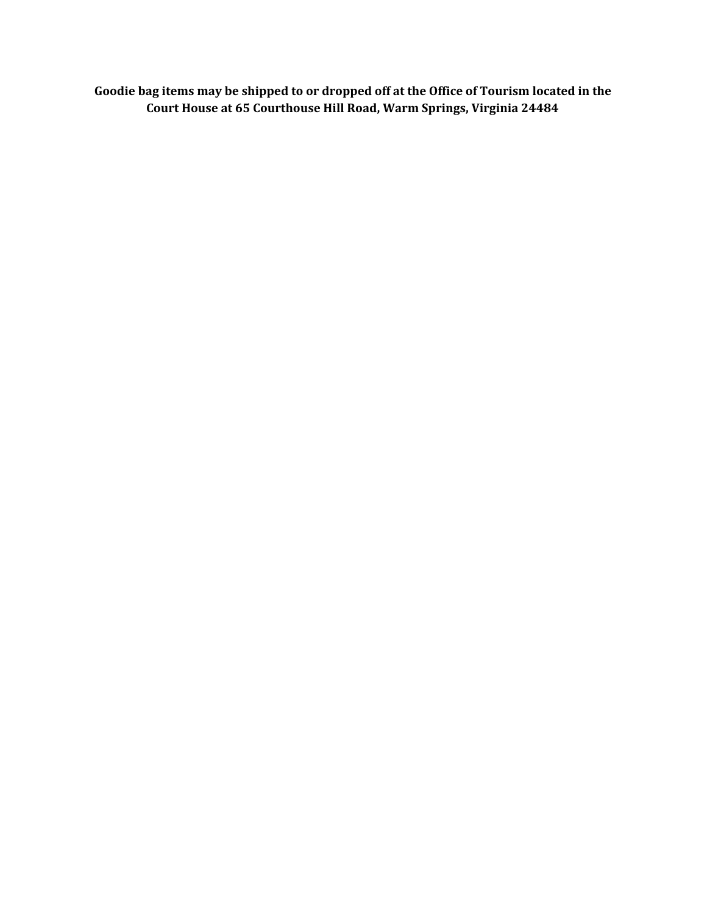**Goodie bag items may be shipped to or dropped off at the Office of Tourism located in the Court House at 65 Courthouse Hill Road, Warm Springs, Virginia 24484**